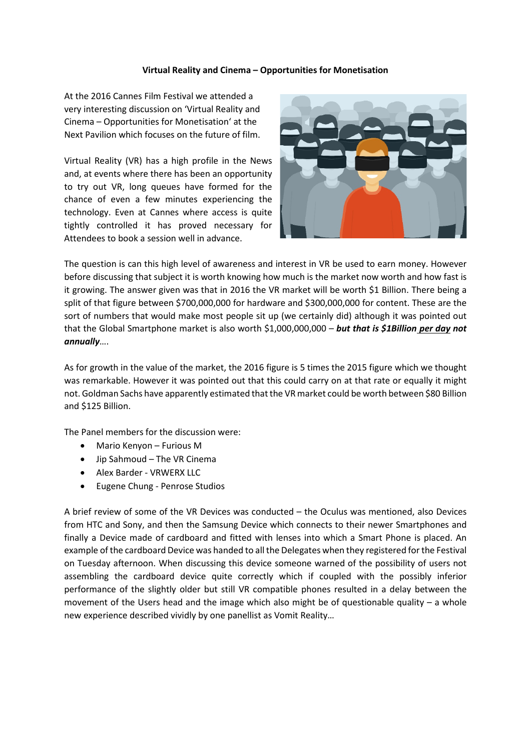**Virtual Reality and Cinema – Opportunities for Monetisation**

At the 2016 Cannes Film Festival we attended a very interesting discussion on 'Virtual Reality and Cinema – Opportunities for Monetisation' at the Next Pavilion which focuses on the future of film.

Virtual Reality (VR) has a high profile in the News and, at events where there has been an opportunity to try out VR, long queues have formed for the chance of even a few minutes experiencing the technology. Even at Cannes where access is quite tightly controlled it has proved necessary for Attendees to book a session well in advance.

The question is can this high level of awareness and interest in VR be used to earn money. However before discussing that subject it is worth knowing how much is the market now worth and how fast is it growing. The answer given was that in 2016 the VR market will be worth $1 Billion. There being a split of that figure between $700,000,000 for hardware and $300,000,000 for content. These are the sort of numbers that would make most people sit up (we certainly did) although it was pointed out that the Global Smartphone market is also worth $1,000,000,000 – ***but that is $1Billion <u>per day</u> not annually***….

As for growth in the value of the market, the 2016 figure is 5 times the 2015 figure which we thought was remarkable. However it was pointed out that this could carry on at that rate or equally it might not. Goldman Sachs have apparently estimated that the VR market could be worth between $80 Billion and $125 Billion.

The Panel members for the discussion were:

- Mario Kenyon – Furious M
- Jip Sahmoud – The VR Cinema
- Alex Barder - VRWERX LLC
- Eugene Chung - Penrose Studios

A brief review of some of the VR Devices was conducted – the Oculus was mentioned, also Devices from HTC and Sony, and then the Samsung Device which connects to their newer Smartphones and finally a Device made of cardboard and fitted with lenses into which a Smart Phone is placed. An example of the cardboard Device was handed to all the Delegates when they registered for the Festival on Tuesday afternoon. When discussing this device someone warned of the possibility of users not assembling the cardboard device quite correctly which if coupled with the possibly inferior performance of the slightly older but still VR compatible phones resulted in a delay between the movement of the Users head and the image which also might be of questionable quality – a whole new experience described vividly by one panellist as Vomit Reality…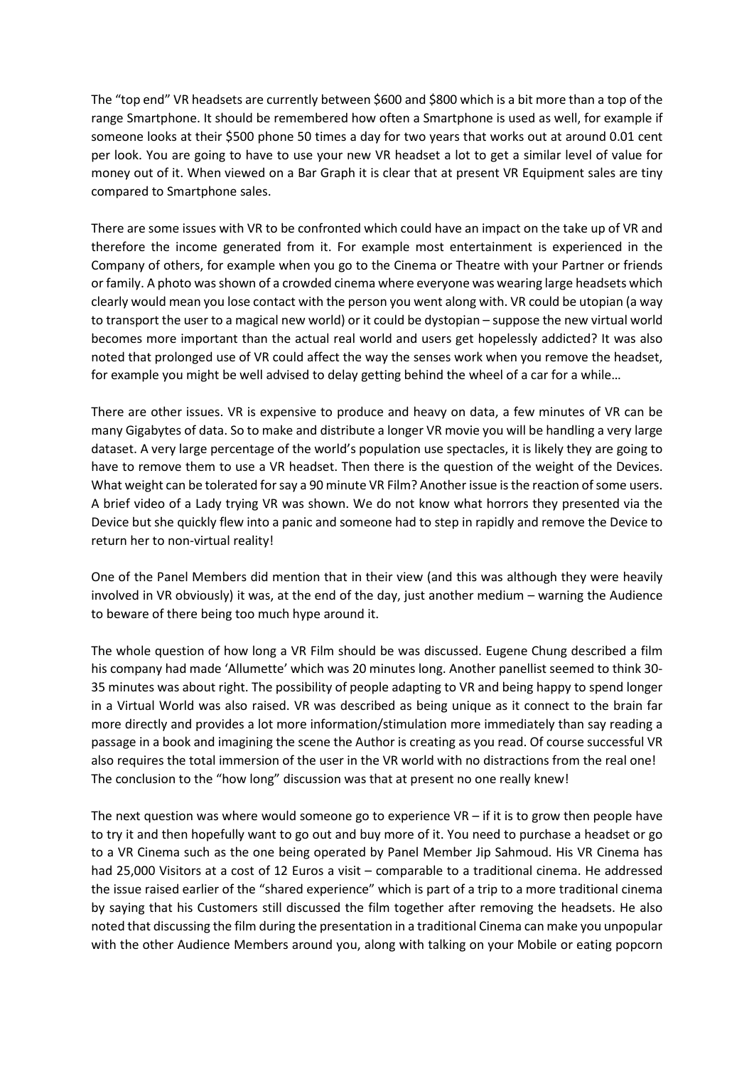The "top end" VR headsets are currently between $600 and $800 which is a bit more than a top of the range Smartphone. It should be remembered how often a Smartphone is used as well, for example if someone looks at their $500 phone 50 times a day for two years that works out at around 0.01 cent per look. You are going to have to use your new VR headset a lot to get a similar level of value for money out of it. When viewed on a Bar Graph it is clear that at present VR Equipment sales are tiny compared to Smartphone sales.

There are some issues with VR to be confronted which could have an impact on the take up of VR and therefore the income generated from it. For example most entertainment is experienced in the Company of others, for example when you go to the Cinema or Theatre with your Partner or friends or family. A photo was shown of a crowded cinema where everyone was wearing large headsets which clearly would mean you lose contact with the person you went along with. VR could be utopian (a way to transport the user to a magical new world) or it could be dystopian – suppose the new virtual world becomes more important than the actual real world and users get hopelessly addicted? It was also noted that prolonged use of VR could affect the way the senses work when you remove the headset, for example you might be well advised to delay getting behind the wheel of a car for a while…

There are other issues. VR is expensive to produce and heavy on data, a few minutes of VR can be many Gigabytes of data. So to make and distribute a longer VR movie you will be handling a very large dataset. A very large percentage of the world's population use spectacles, it is likely they are going to have to remove them to use a VR headset. Then there is the question of the weight of the Devices. What weight can be tolerated for say a 90 minute VR Film? Another issue is the reaction of some users. A brief video of a Lady trying VR was shown. We do not know what horrors they presented via the Device but she quickly flew into a panic and someone had to step in rapidly and remove the Device to return her to non-virtual reality!

One of the Panel Members did mention that in their view (and this was although they were heavily involved in VR obviously) it was, at the end of the day, just another medium – warning the Audience to beware of there being too much hype around it.

The whole question of how long a VR Film should be was discussed. Eugene Chung described a film his company had made 'Allumette' which was 20 minutes long. Another panellist seemed to think 30-35 minutes was about right. The possibility of people adapting to VR and being happy to spend longer in a Virtual World was also raised. VR was described as being unique as it connect to the brain far more directly and provides a lot more information/stimulation more immediately than say reading a passage in a book and imagining the scene the Author is creating as you read. Of course successful VR also requires the total immersion of the user in the VR world with no distractions from the real one! The conclusion to the "how long" discussion was that at present no one really knew!

The next question was where would someone go to experience VR – if it is to grow then people have to try it and then hopefully want to go out and buy more of it. You need to purchase a headset or go to a VR Cinema such as the one being operated by Panel Member Jip Sahmoud. His VR Cinema has had 25,000 Visitors at a cost of 12 Euros a visit – comparable to a traditional cinema. He addressed the issue raised earlier of the "shared experience" which is part of a trip to a more traditional cinema by saying that his Customers still discussed the film together after removing the headsets. He also noted that discussing the film during the presentation in a traditional Cinema can make you unpopular with the other Audience Members around you, along with talking on your Mobile or eating popcorn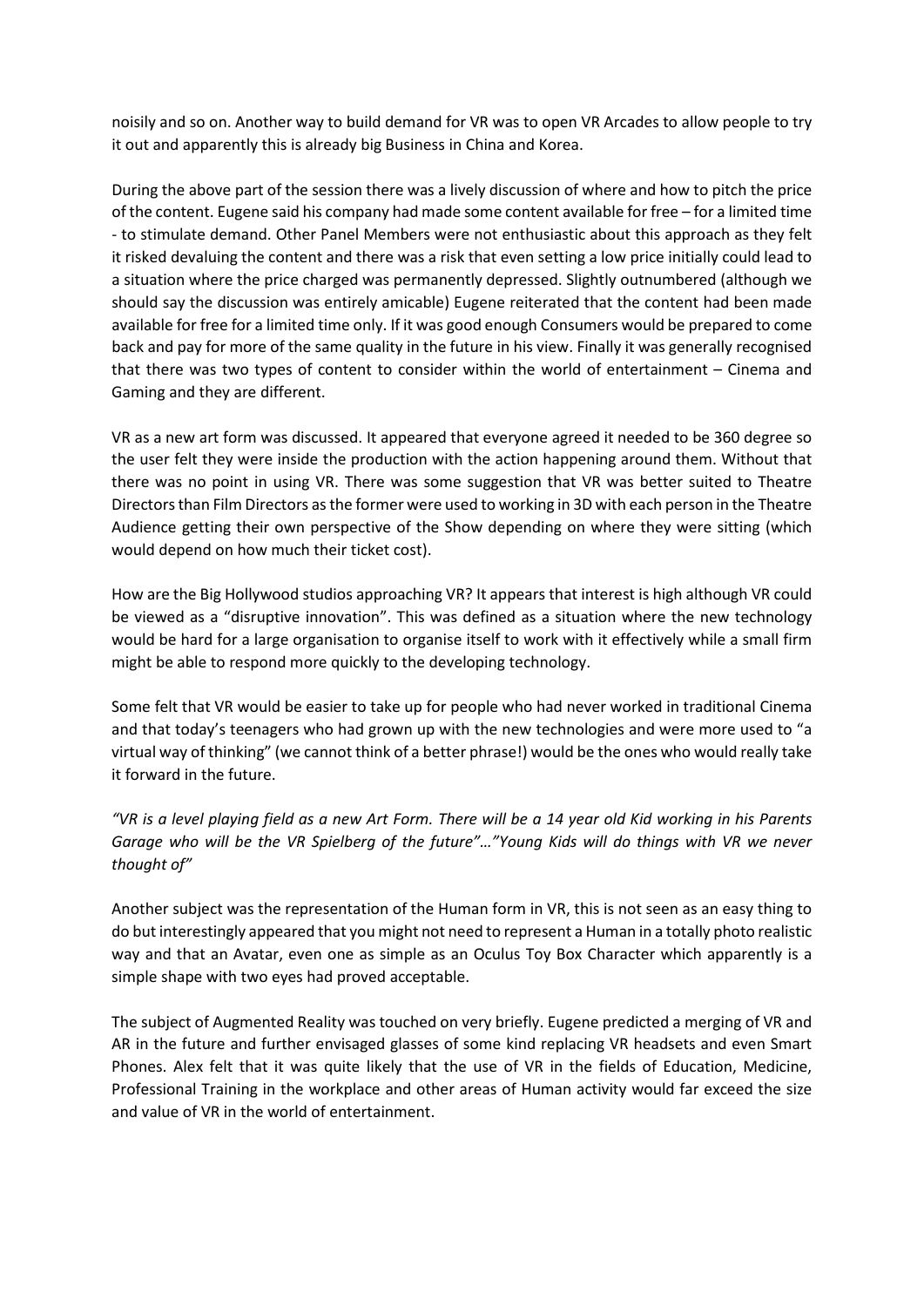noisily and so on. Another way to build demand for VR was to open VR Arcades to allow people to try it out and apparently this is already big Business in China and Korea.

During the above part of the session there was a lively discussion of where and how to pitch the price of the content. Eugene said his company had made some content available for free – for a limited time - to stimulate demand. Other Panel Members were not enthusiastic about this approach as they felt it risked devaluing the content and there was a risk that even setting a low price initially could lead to a situation where the price charged was permanently depressed. Slightly outnumbered (although we should say the discussion was entirely amicable) Eugene reiterated that the content had been made available for free for a limited time only. If it was good enough Consumers would be prepared to come back and pay for more of the same quality in the future in his view. Finally it was generally recognised that there was two types of content to consider within the world of entertainment – Cinema and Gaming and they are different.

VR as a new art form was discussed. It appeared that everyone agreed it needed to be 360 degree so the user felt they were inside the production with the action happening around them. Without that there was no point in using VR. There was some suggestion that VR was better suited to Theatre Directors than Film Directors as the former were used to working in 3D with each person in the Theatre Audience getting their own perspective of the Show depending on where they were sitting (which would depend on how much their ticket cost).

How are the Big Hollywood studios approaching VR? It appears that interest is high although VR could be viewed as a "disruptive innovation". This was defined as a situation where the new technology would be hard for a large organisation to organise itself to work with it effectively while a small firm might be able to respond more quickly to the developing technology.

Some felt that VR would be easier to take up for people who had never worked in traditional Cinema and that today's teenagers who had grown up with the new technologies and were more used to "a virtual way of thinking" (we cannot think of a better phrase!) would be the ones who would really take it forward in the future.

*"VR is a level playing field as a new Art Form. There will be a 14 year old Kid working in his Parents Garage who will be the VR Spielberg of the future"…"Young Kids will do things with VR we never thought of"*

Another subject was the representation of the Human form in VR, this is not seen as an easy thing to do but interestingly appeared that you might not need to represent a Human in a totally photo realistic way and that an Avatar, even one as simple as an Oculus Toy Box Character which apparently is a simple shape with two eyes had proved acceptable.

The subject of Augmented Reality was touched on very briefly. Eugene predicted a merging of VR and AR in the future and further envisaged glasses of some kind replacing VR headsets and even Smart Phones. Alex felt that it was quite likely that the use of VR in the fields of Education, Medicine, Professional Training in the workplace and other areas of Human activity would far exceed the size and value of VR in the world of entertainment.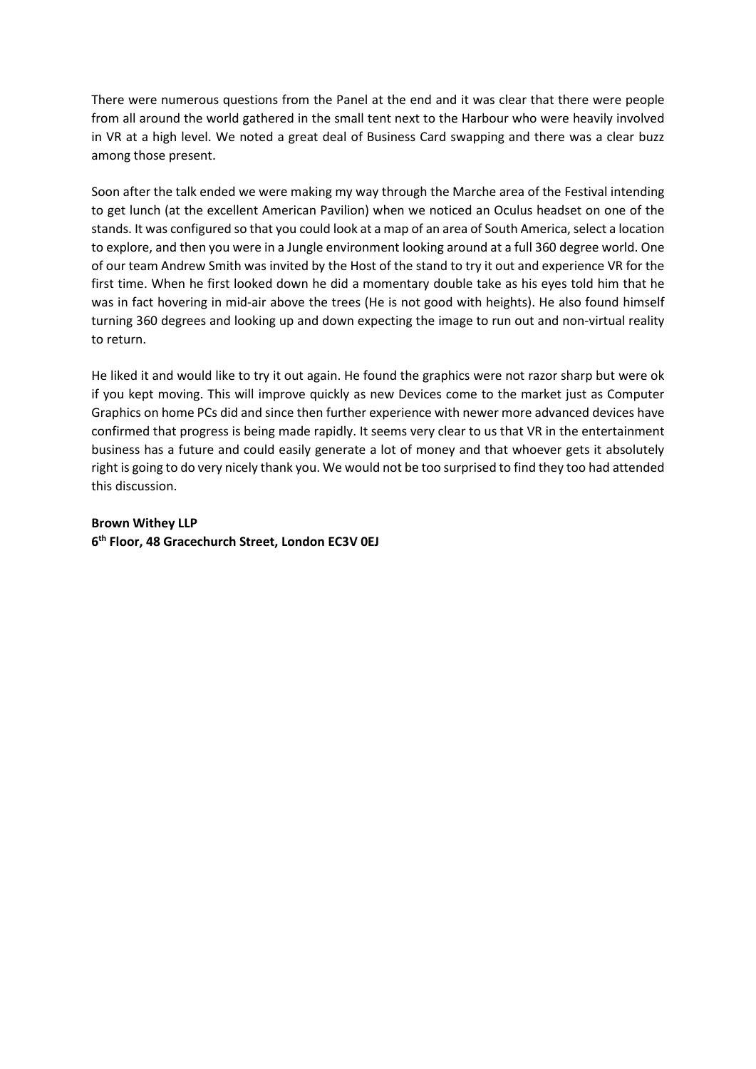There were numerous questions from the Panel at the end and it was clear that there were people from all around the world gathered in the small tent next to the Harbour who were heavily involved in VR at a high level. We noted a great deal of Business Card swapping and there was a clear buzz among those present.

Soon after the talk ended we were making my way through the Marche area of the Festival intending to get lunch (at the excellent American Pavilion) when we noticed an Oculus headset on one of the stands. It was configured so that you could look at a map of an area of South America, select a location to explore, and then you were in a Jungle environment looking around at a full 360 degree world. One of our team Andrew Smith was invited by the Host of the stand to try it out and experience VR for the first time. When he first looked down he did a momentary double take as his eyes told him that he was in fact hovering in mid-air above the trees (He is not good with heights). He also found himself turning 360 degrees and looking up and down expecting the image to run out and non-virtual reality to return.

He liked it and would like to try it out again. He found the graphics were not razor sharp but were ok if you kept moving. This will improve quickly as new Devices come to the market just as Computer Graphics on home PCs did and since then further experience with newer more advanced devices have confirmed that progress is being made rapidly. It seems very clear to us that VR in the entertainment business has a future and could easily generate a lot of money and that whoever gets it absolutely right is going to do very nicely thank you. We would not be too surprised to find they too had attended this discussion.

**Brown Withey LLP**
**6th Floor, 48 Gracechurch Street, London EC3V 0EJ**